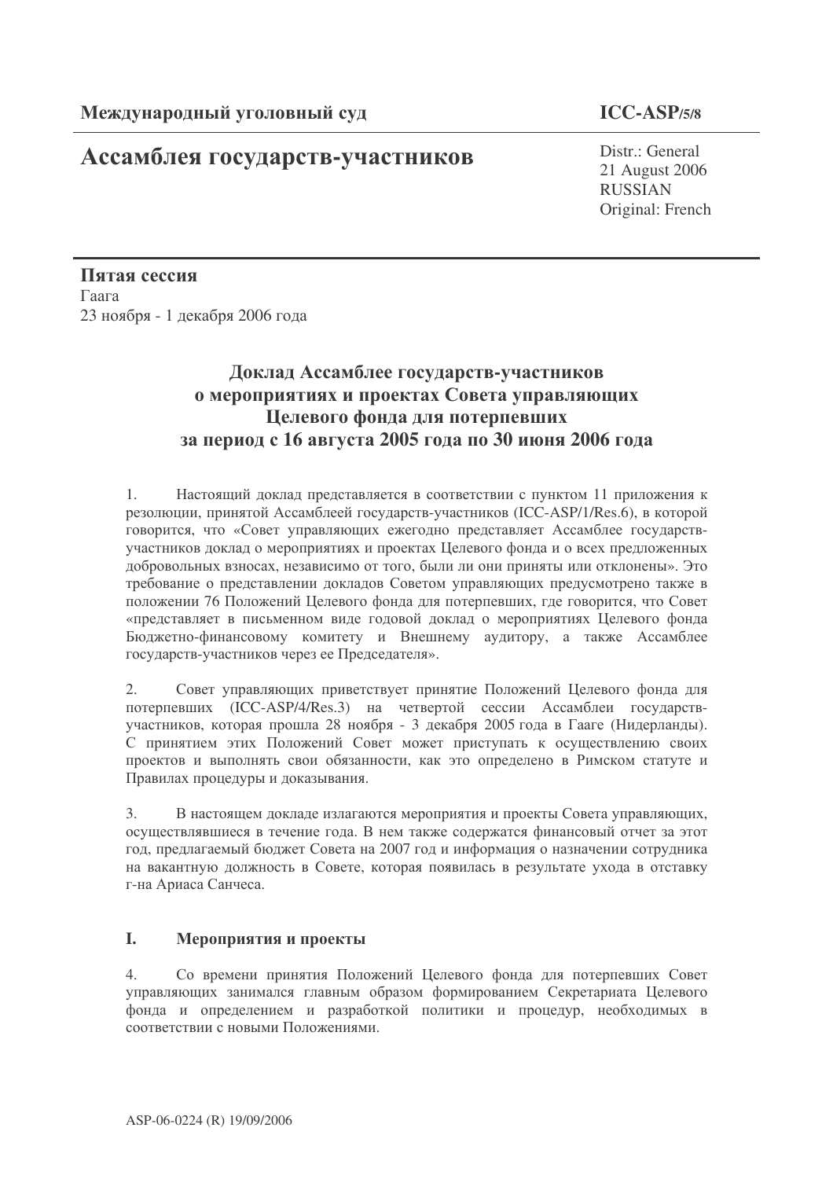Международный уголовный суд

**ICC-ASP/5/8**

# Ассамблея государств-участников

Distr.: General
21 August 2006
RUSSIAN
Original: French

**Пятая сессия**
Гаага
23 ноября - 1 декабря 2006 года

## Доклад Ассамблее государств-участников о мероприятиях и проектах Совета управляющих Целевого фонда для потерпевших за период с 16 августа 2005 года по 30 июня 2006 года

1. Настоящий доклад представляется в соответствии с пунктом 11 приложения к резолюции, принятой Ассамблеей государств-участников (ICC-ASP/1/Res.6), в которой говорится, что «Совет управляющих ежегодно представляет Ассамблее государств-участников доклад о мероприятиях и проектах Целевого фонда и о всех предложенных добровольных взносах, независимо от того, были ли они приняты или отклонены». Это требование о представлении докладов Советом управляющих предусмотрено также в положении 76 Положений Целевого фонда для потерпевших, где говорится, что Совет «представляет в письменном виде годовой доклад о мероприятиях Целевого фонда Бюджетно-финансовому комитету и Внешнему аудитору, а также Ассамблее государств-участников через ее Председателя».

2. Совет управляющих приветствует принятие Положений Целевого фонда для потерпевших (ICC-ASP/4/Res.3) на четвертой сессии Ассамблеи государств-участников, которая прошла 28 ноября - 3 декабря 2005 года в Гааге (Нидерланды). С принятием этих Положений Совет может приступать к осуществлению своих проектов и выполнять свои обязанности, как это определено в Римском статуте и Правилах процедуры и доказывания.

3. В настоящем докладе излагаются мероприятия и проекты Совета управляющих, осуществлявшиеся в течение года. В нем также содержатся финансовый отчет за этот год, предлагаемый бюджет Совета на 2007 год и информация о назначении сотрудника на вакантную должность в Совете, которая появилась в результате ухода в отставку г-на Ариаса Санчеса.

### I. Мероприятия и проекты

4. Со времени принятия Положений Целевого фонда для потерпевших Совет управляющих занимался главным образом формированием Секретариата Целевого фонда и определением и разработкой политики и процедур, необходимых в соответствии с новыми Положениями.

ASP-06-0224 (R) 19/09/2006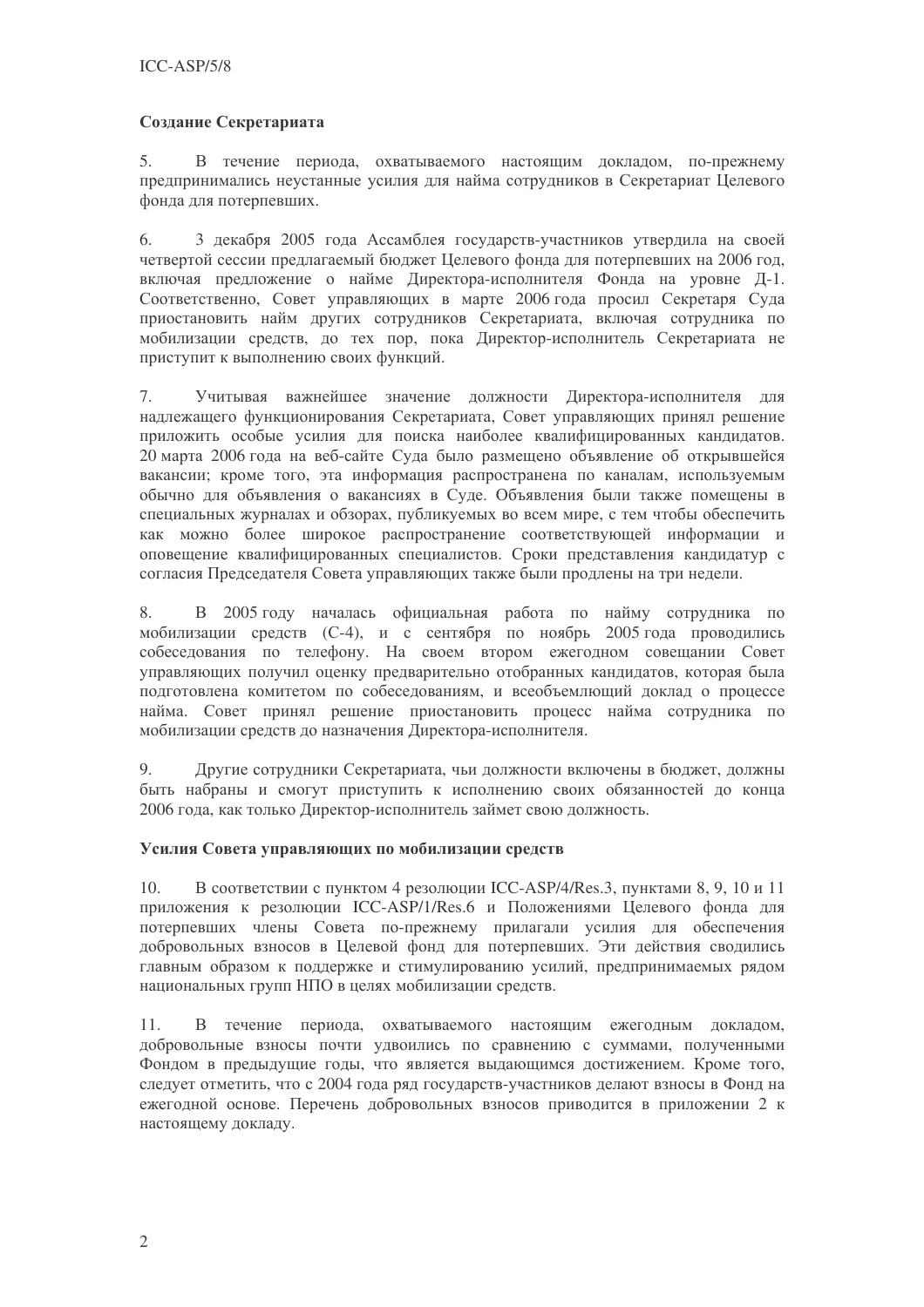### Создание Секретариата

5. В течение периода, охватываемого настоящим докладом, по-прежнему предпринимались неустанные усилия для найма сотрудников в Секретариат Целевого фонда для потерпевших.

6. 3 декабря 2005 года Ассамблея государств-участников утвердила на своей четвертой сессии предлагаемый бюджет Целевого фонда для потерпевших на 2006 год, включая предложение о найме Директора-исполнителя Фонда на уровне Д-1. Соответственно, Совет управляющих в марте 2006 года просил Секретаря Суда приостановить найм других сотрудников Секретариата, включая сотрудника по мобилизации средств, до тех пор, пока Директор-исполнитель Секретариата не приступит к выполнению своих функций.

7. Учитывая важнейшее значение должности Директора-исполнителя для надлежащего функционирования Секретариата, Совет управляющих принял решение приложить особые усилия для поиска наиболее квалифицированных кандидатов. 20 марта 2006 года на веб-сайте Суда было размещено объявление об открывшейся вакансии; кроме того, эта информация распространена по каналам, используемым обычно для объявления о вакансиях в Суде. Объявления были также помещены в специальных журналах и обзорах, публикуемых во всем мире, с тем чтобы обеспечить как можно более широкое распространение соответствующей информации и оповещение квалифицированных специалистов. Сроки представления кандидатур с согласия Председателя Совета управляющих также были продлены на три недели.

8. В 2005 году началась официальная работа по найму сотрудника по мобилизации средств (С-4), и с сентября по ноябрь 2005 года проводились собеседования по телефону. На своем втором ежегодном совещании Совет управляющих получил оценку предварительно отобранных кандидатов, которая была подготовлена комитетом по собеседованиям, и всеобъемлющий доклад о процессе найма. Совет принял решение приостановить процесс найма сотрудника по мобилизации средств до назначения Директора-исполнителя.

9. Другие сотрудники Секретариата, чьи должности включены в бюджет, должны быть набраны и смогут приступить к исполнению своих обязанностей до конца 2006 года, как только Директор-исполнитель займет свою должность.

### Усилия Совета управляющих по мобилизации средств

10. В соответствии с пунктом 4 резолюции ICC-ASP/4/Res.3, пунктами 8, 9, 10 и 11 приложения к резолюции ICC-ASP/1/Res.6 и Положениями Целевого фонда для потерпевших члены Совета по-прежнему прилагали усилия для обеспечения добровольных взносов в Целевой фонд для потерпевших. Эти действия сводились главным образом к поддержке и стимулированию усилий, предпринимаемых рядом национальных групп НПО в целях мобилизации средств.

11. В течение периода, охватываемого настоящим ежегодным докладом, добровольные взносы почти удвоились по сравнению с суммами, полученными Фондом в предыдущие годы, что является выдающимся достижением. Кроме того, следует отметить, что с 2004 года ряд государств-участников делают взносы в Фонд на ежегодной основе. Перечень добровольных взносов приводится в приложении 2 к настоящему докладу.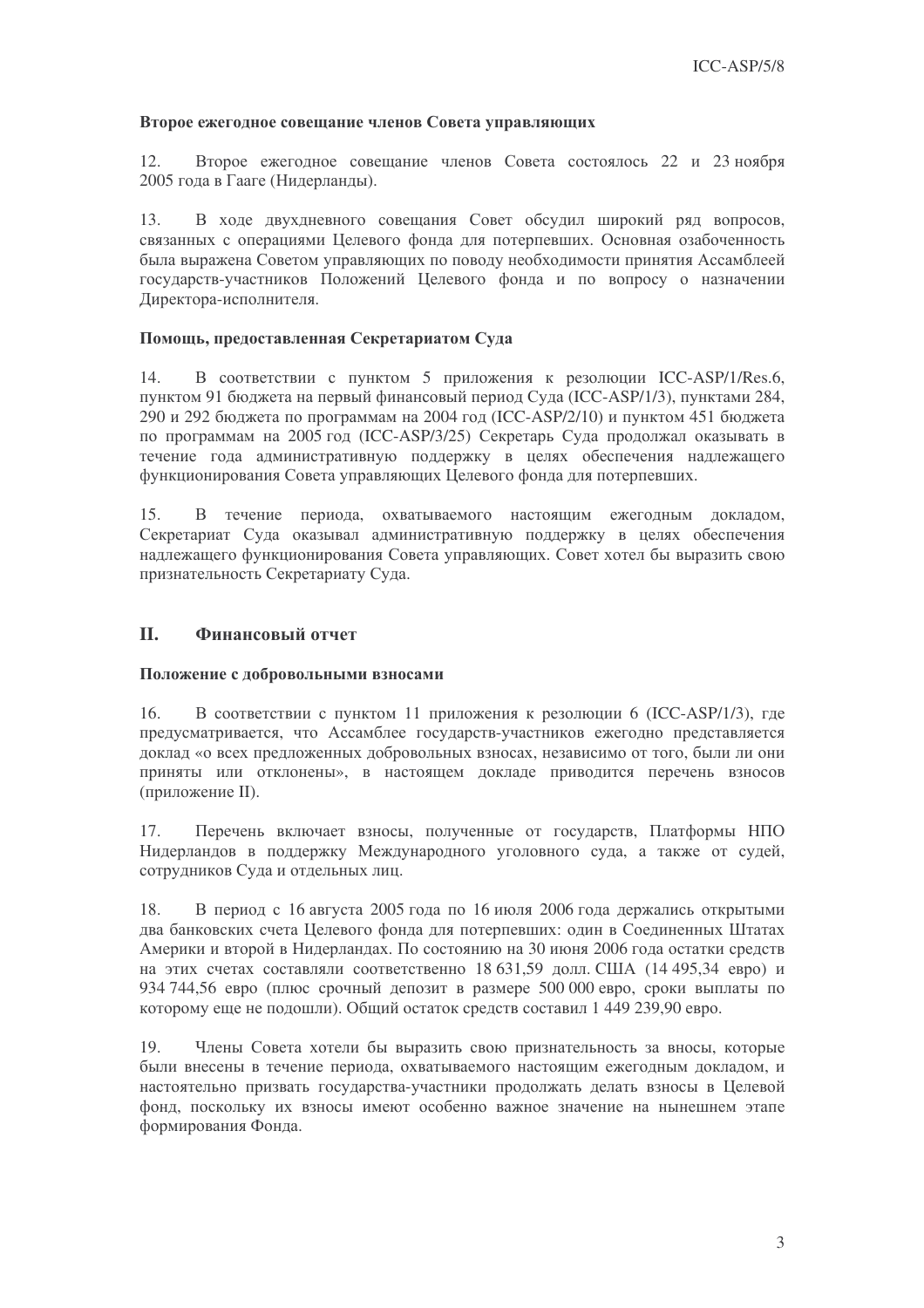**Второе ежегодное совещание членов Совета управляющих**

12. Второе ежегодное совещание членов Совета состоялось 22 и 23 ноября 2005 года в Гааге (Нидерланды).

13. В ходе двухдневного совещания Совет обсудил широкий ряд вопросов, связанных с операциями Целевого фонда для потерпевших. Основная озабоченность была выражена Советом управляющих по поводу необходимости принятия Ассамблеей государств-участников Положений Целевого фонда и по вопросу о назначении Директора-исполнителя.

**Помощь, предоставленная Секретариатом Суда**

14. В соответствии с пунктом 5 приложения к резолюции ICC-ASP/1/Res.6, пунктом 91 бюджета на первый финансовый период Суда (ICC-ASP/1/3), пунктами 284, 290 и 292 бюджета по программам на 2004 год (ICC-ASP/2/10) и пунктом 451 бюджета по программам на 2005 год (ICC-ASP/3/25) Секретарь Суда продолжал оказывать в течение года административную поддержку в целях обеспечения надлежащего функционирования Совета управляющих Целевого фонда для потерпевших.

15. В течение периода, охватываемого настоящим ежегодным докладом, Секретариат Суда оказывал административную поддержку в целях обеспечения надлежащего функционирования Совета управляющих. Совет хотел бы выразить свою признательность Секретариату Суда.

## II. Финансовый отчет

**Положение с добровольными взносами**

16. В соответствии с пунктом 11 приложения к резолюции 6 (ICC-ASP/1/3), где предусматривается, что Ассамблее государств-участников ежегодно представляется доклад «о всех предложенных добровольных взносах, независимо от того, были ли они приняты или отклонены», в настоящем докладе приводится перечень взносов (приложение II).

17. Перечень включает взносы, полученные от государств, Платформы НПО Нидерландов в поддержку Международного уголовного суда, а также от судей, сотрудников Суда и отдельных лиц.

18. В период с 16 августа 2005 года по 16 июля 2006 года держались открытыми два банковских счета Целевого фонда для потерпевших: один в Соединенных Штатах Америки и второй в Нидерландах. По состоянию на 30 июня 2006 года остатки средств на этих счетах составляли соответственно 18 631,59 долл. США (14 495,34 евро) и 934 744,56 евро (плюс срочный депозит в размере 500 000 евро, сроки выплаты по которому еще не подошли). Общий остаток средств составил 1 449 239,90 евро.

19. Члены Совета хотели бы выразить свою признательность за вносы, которые были внесены в течение периода, охватываемого настоящим ежегодным докладом, и настоятельно призвать государства-участники продолжать делать взносы в Целевой фонд, поскольку их взносы имеют особенно важное значение на нынешнем этапе формирования Фонда.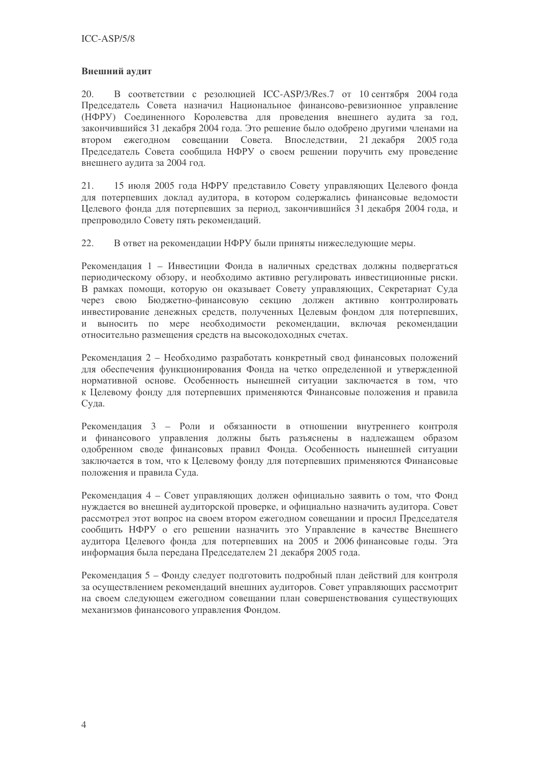**Внешний аудит**

20. В соответствии с резолюцией ICC-ASP/3/Res.7 от 10 сентября 2004 года Председатель Совета назначил Национальное финансово-ревизионное управление (НФРУ) Соединенного Королевства для проведения внешнего аудита за год, закончившийся 31 декабря 2004 года. Это решение было одобрено другими членами на втором ежегодном совещании Совета. Впоследствии, 21 декабря 2005 года Председатель Совета сообщила НФРУ о своем решении поручить ему проведение внешнего аудита за 2004 год.

21. 15 июля 2005 года НФРУ представило Совету управляющих Целевого фонда для потерпевших доклад аудитора, в котором содержались финансовые ведомости Целевого фонда для потерпевших за период, закончившийся 31 декабря 2004 года, и препроводило Совету пять рекомендаций.

22. В ответ на рекомендации НФРУ были приняты нижеследующие меры.

Рекомендация 1 – Инвестиции Фонда в наличных средствах должны подвергаться периодическому обзору, и необходимо активно регулировать инвестиционные риски. В рамках помощи, которую он оказывает Совету управляющих, Секретариат Суда через свою Бюджетно-финансовую секцию должен активно контролировать инвестирование денежных средств, полученных Целевым фондом для потерпевших, и выносить по мере необходимости рекомендации, включая рекомендации относительно размещения средств на высокодоходных счетах.

Рекомендация 2 – Необходимо разработать конкретный свод финансовых положений для обеспечения функционирования Фонда на четко определенной и утвержденной нормативной основе. Особенность нынешней ситуации заключается в том, что к Целевому фонду для потерпевших применяются Финансовые положения и правила Суда.

Рекомендация 3 – Роли и обязанности в отношении внутреннего контроля и финансового управления должны быть разъяснены в надлежащем образом одобренном своде финансовых правил Фонда. Особенность нынешней ситуации заключается в том, что к Целевому фонду для потерпевших применяются Финансовые положения и правила Суда.

Рекомендация 4 – Совет управляющих должен официально заявить о том, что Фонд нуждается во внешней аудиторской проверке, и официально назначить аудитора. Совет рассмотрел этот вопрос на своем втором ежегодном совещании и просил Председателя сообщить НФРУ о его решении назначить это Управление в качестве Внешнего аудитора Целевого фонда для потерпевших на 2005 и 2006 финансовые годы. Эта информация была передана Председателем 21 декабря 2005 года.

Рекомендация 5 – Фонду следует подготовить подробный план действий для контроля за осуществлением рекомендаций внешних аудиторов. Совет управляющих рассмотрит на своем следующем ежегодном совещании план совершенствования существующих механизмов финансового управления Фондом.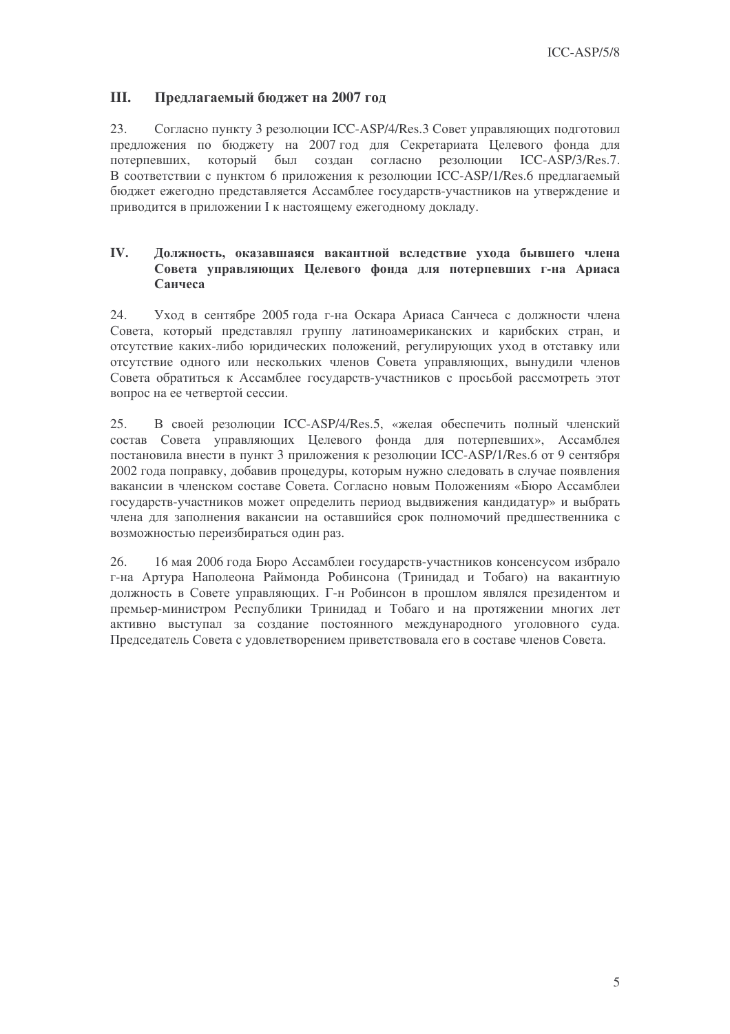## III. Предлагаемый бюджет на 2007 год

23. Согласно пункту 3 резолюции ICC-ASP/4/Res.3 Совет управляющих подготовил предложения по бюджету на 2007 год для Секретариата Целевого фонда для потерпевших, который был создан согласно резолюции ICC-ASP/3/Res.7. В соответствии с пунктом 6 приложения к резолюции ICC-ASP/1/Res.6 предлагаемый бюджет ежегодно представляется Ассамблее государств-участников на утверждение и приводится в приложении I к настоящему ежегодному докладу.

## IV. Должность, оказавшаяся вакантной вследствие ухода бывшего члена Совета управляющих Целевого фонда для потерпевших г-на Ариаса Санчеса

24. Уход в сентябре 2005 года г-на Оскара Ариаса Санчеса с должности члена Совета, который представлял группу латиноамериканских и карибских стран, и отсутствие каких-либо юридических положений, регулирующих уход в отставку или отсутствие одного или нескольких членов Совета управляющих, вынудили членов Совета обратиться к Ассамблее государств-участников с просьбой рассмотреть этот вопрос на ее четвертой сессии.

25. В своей резолюции ICC-ASP/4/Res.5, «желая обеспечить полный членский состав Совета управляющих Целевого фонда для потерпевших», Ассамблея постановила внести в пункт 3 приложения к резолюции ICC-ASP/1/Res.6 от 9 сентября 2002 года поправку, добавив процедуры, которым нужно следовать в случае появления вакансии в членском составе Совета. Согласно новым Положениям «Бюро Ассамблеи государств-участников может определить период выдвижения кандидатур» и выбрать члена для заполнения вакансии на оставшийся срок полномочий предшественника с возможностью переизбираться один раз.

26. 16 мая 2006 года Бюро Ассамблеи государств-участников консенсусом избрало г-на Артура Наполеона Раймонда Робинсона (Тринидад и Тобаго) на вакантную должность в Совете управляющих. Г-н Робинсон в прошлом являлся президентом и премьер-министром Республики Тринидад и Тобаго и на протяжении многих лет активно выступал за создание постоянного международного уголовного суда. Председатель Совета с удовлетворением приветствовала его в составе членов Совета.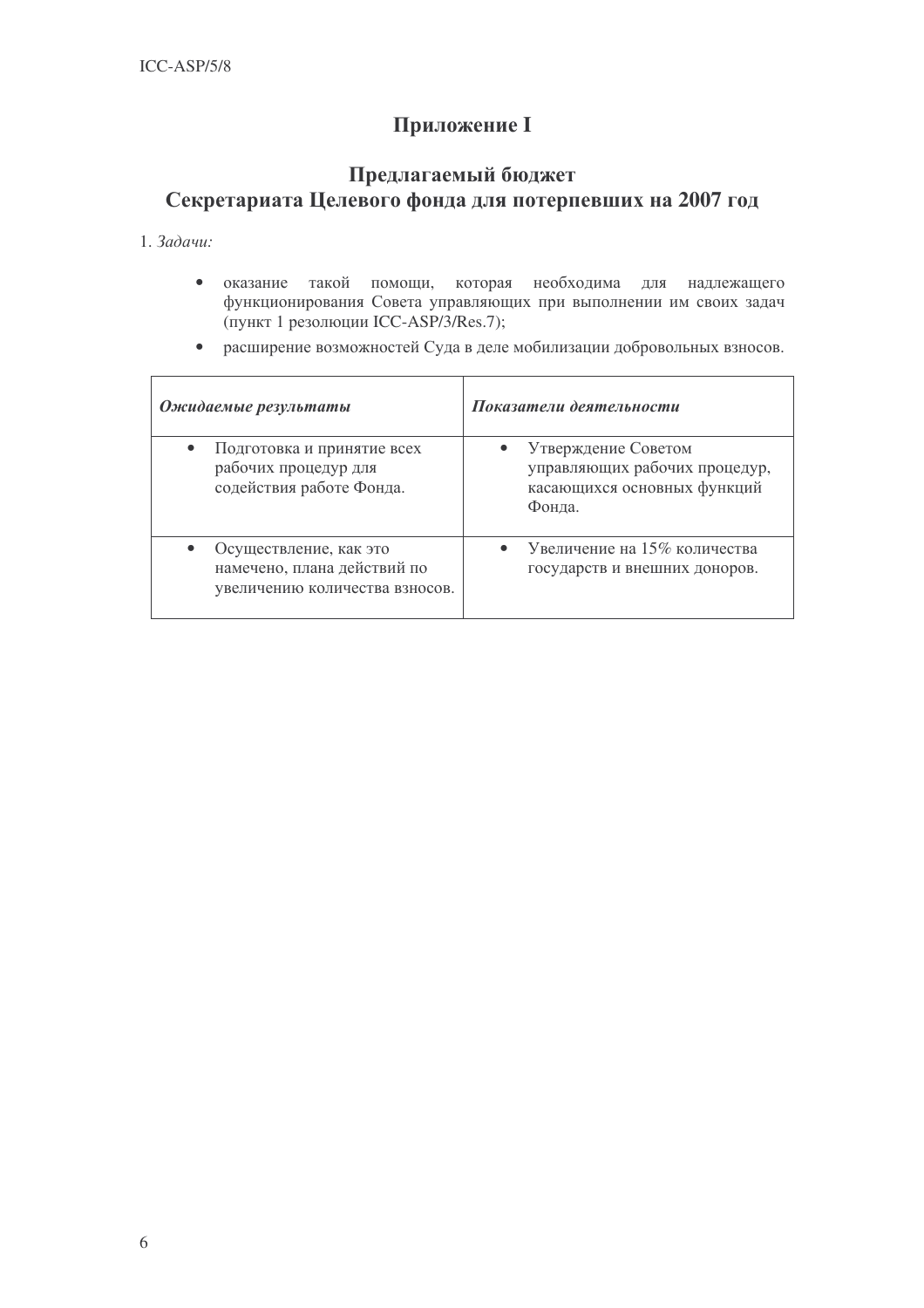# Приложение I

## Предлагаемый бюджет Секретариата Целевого фонда для потерпевших на 2007 год

1. *Задачи:*

- оказание такой помощи, которая необходима для надлежащего функционирования Совета управляющих при выполнении им своих задач (пункт 1 резолюции ICC-ASP/3/Res.7);
- расширение возможностей Суда в деле мобилизации добровольных взносов.

| ***Ожидаемые результаты*** | ***Показатели деятельности*** |
|---|---|
| • Подготовка и принятие всех рабочих процедур для содействия работе Фонда. | • Утверждение Советом управляющих рабочих процедур, касающихся основных функций Фонда. |
| • Осуществление, как это намечено, плана действий по увеличению количества взносов. | • Увеличение на 15% количества государств и внешних доноров. |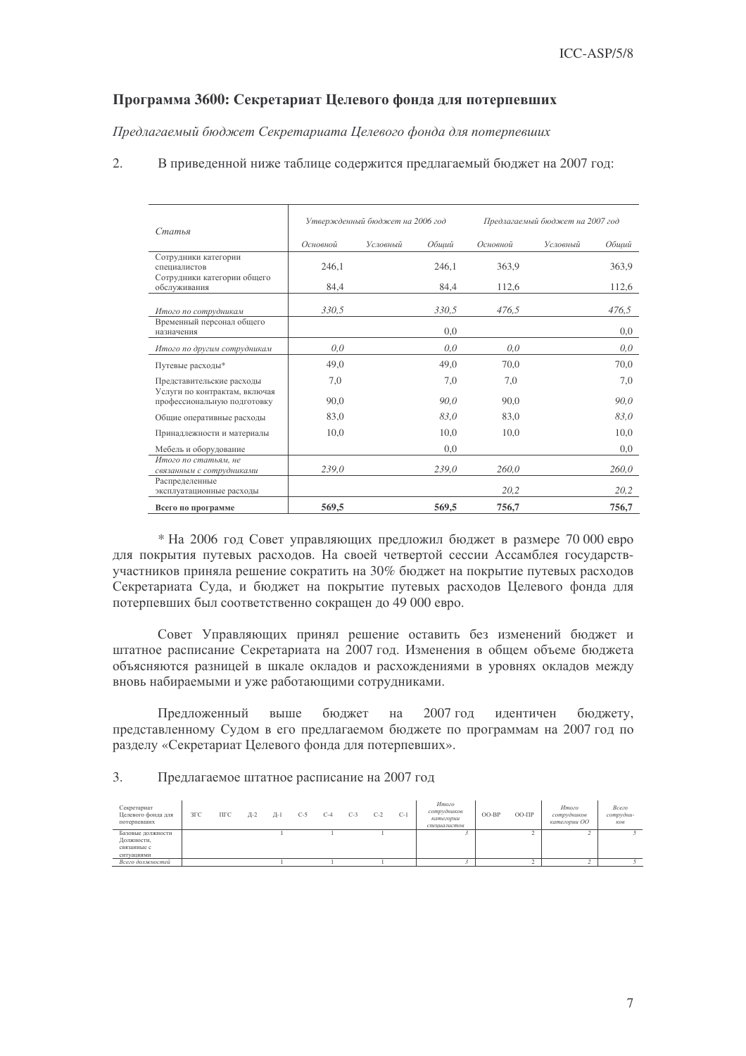## Программа 3600: Секретариат Целевого фонда для потерпевших

*Предлагаемый бюджет Секретариата Целевого фонда для потерпевших*

2. В приведенной ниже таблице содержится предлагаемый бюджет на 2007 год:

| *Статья* | *Утвержденный бюджет на 2006 год* | | | *Предлагаемый бюджет на 2007 год* | | |
|---|---|---|---|---|---|---|
| | *Основной* | *Условный* | *Общий* | *Основной* | *Условный* | *Общий* |
| Сотрудники категории специалистов | 246,1 | | 246,1 | 363,9 | | 363,9 |
| Сотрудники категории общего обслуживания | 84,4 | | 84,4 | 112,6 | | 112,6 |
| *Итого по сотрудникам* | *330,5* | | *330,5* | *476,5* | | *476,5* |
| Временный персонал общего назначения | | | 0,0 | | | 0,0 |
| *Итого по другим сотрудникам* | *0,0* | | *0,0* | *0,0* | | *0,0* |
| Путевые расходы* | 49,0 | | 49,0 | 70,0 | | 70,0 |
| Представительские расходы | 7,0 | | 7,0 | 7,0 | | 7,0 |
| Услуги по контрактам, включая профессиональную подготовку | 90,0 | | *90,0* | 90,0 | | *90,0* |
| Общие оперативные расходы | 83,0 | | *83,0* | 83,0 | | *83,0* |
| Принадлежности и материалы | 10,0 | | 10,0 | 10,0 | | 10,0 |
| Мебель и оборудование | | | 0,0 | | | 0,0 |
| *Итого по статьям, не связанным с сотрудниками* | *239,0* | | *239,0* | *260,0* | | *260,0* |
| Распределенные эксплуатационные расходы | | | | *20,2* | | *20,2* |
| **Всего по программе** | **569,5** | | **569,5** | **756,7** | | **756,7** |

\* На 2006 год Совет управляющих предложил бюджет в размере 70 000 евро для покрытия путевых расходов. На своей четвертой сессии Ассамблея государств-участников приняла решение сократить на 30% бюджет на покрытие путевых расходов Секретариата Суда, и бюджет на покрытие путевых расходов Целевого фонда для потерпевших был соответственно сокращен до 49 000 евро.

Совет Управляющих принял решение оставить без изменений бюджет и штатное расписание Секретариата на 2007 год. Изменения в общем объеме бюджета объясняются разницей в шкале окладов и расхождениями в уровнях окладов между вновь набираемыми и уже работающими сотрудниками.

Предложенный выше бюджет на 2007 год идентичен бюджету, представленному Судом в его предлагаемом бюджете по программам на 2007 год по разделу «Секретариат Целевого фонда для потерпевших».

3. Предлагаемое штатное расписание на 2007 год

| Секретариат Целевого фонда для потерпевших | ЗГС | ПГС | Д-2 | Д-1 | С-5 | С-4 | С-3 | С-2 | С-1 | *Итого сотрудников категории специалистов* | ОО-ВР | ОО-ПР | *Итого сотрудников категории ОО* | *Всего сотрудников* |
|---|---|---|---|---|---|---|---|---|---|---|---|---|---|---|
| Базовые должности | | | | 1 | | 1 | | 1 | | *3* | | 2 | 2 | 5 |
| Должности, связанные с ситуациями | | | | | | | | | | | | | | |
| *Всего должностей* | | | | 1 | | 1 | | 1 | | *3* | | 2 | 2 | 5 |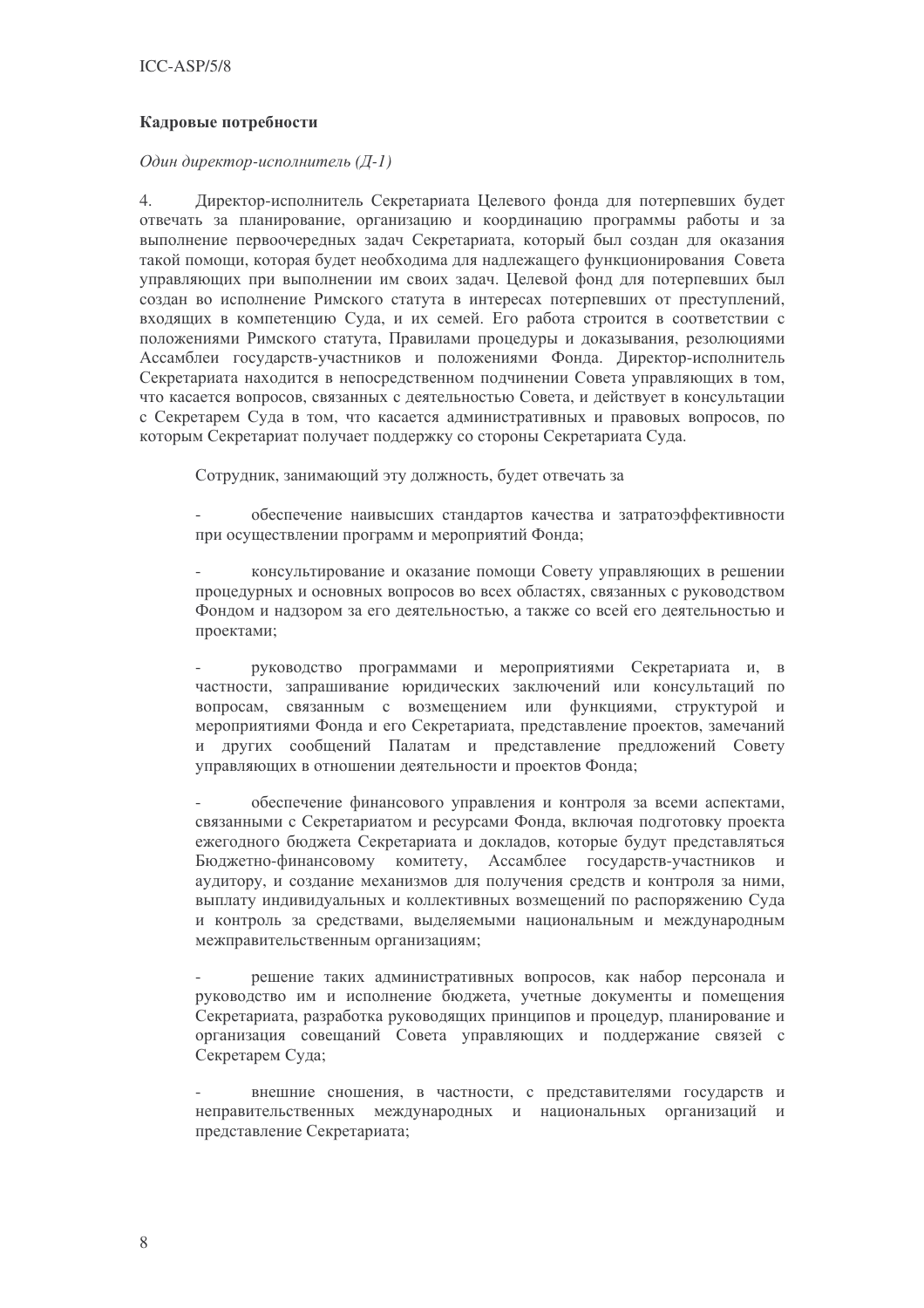**Кадровые потребности**

*Один директор-исполнитель (Д-1)*

4. Директор-исполнитель Секретариата Целевого фонда для потерпевших будет отвечать за планирование, организацию и координацию программы работы и за выполнение первоочередных задач Секретариата, который был создан для оказания такой помощи, которая будет необходима для надлежащего функционирования Совета управляющих при выполнении им своих задач. Целевой фонд для потерпевших был создан во исполнение Римского статута в интересах потерпевших от преступлений, входящих в компетенцию Суда, и их семей. Его работа строится в соответствии с положениями Римского статута, Правилами процедуры и доказывания, резолюциями Ассамблеи государств-участников и положениями Фонда. Директор-исполнитель Секретариата находится в непосредственном подчинении Совета управляющих в том, что касается вопросов, связанных с деятельностью Совета, и действует в консультации с Секретарем Суда в том, что касается административных и правовых вопросов, по которым Секретариат получает поддержку со стороны Секретариата Суда.

Сотрудник, занимающий эту должность, будет отвечать за

- обеспечение наивысших стандартов качества и затратоэффективности при осуществлении программ и мероприятий Фонда;

- консультирование и оказание помощи Совету управляющих в решении процедурных и основных вопросов во всех областях, связанных с руководством Фондом и надзором за его деятельностью, а также со всей его деятельностью и проектами;

- руководство программами и мероприятиями Секретариата и, в частности, запрашивание юридических заключений или консультаций по вопросам, связанным с возмещением или функциями, структурой и мероприятиями Фонда и его Секретариата, представление проектов, замечаний и других сообщений Палатам и представление предложений Совету управляющих в отношении деятельности и проектов Фонда;

- обеспечение финансового управления и контроля за всеми аспектами, связанными с Секретариатом и ресурсами Фонда, включая подготовку проекта ежегодного бюджета Секретариата и докладов, которые будут представляться Бюджетно-финансовому комитету, Ассамблее государств-участников и аудитору, и создание механизмов для получения средств и контроля за ними, выплату индивидуальных и коллективных возмещений по распоряжению Суда и контроль за средствами, выделяемыми национальным и международным межправительственным организациям;

- решение таких административных вопросов, как набор персонала и руководство им и исполнение бюджета, учетные документы и помещения Секретариата, разработка руководящих принципов и процедур, планирование и организация совещаний Совета управляющих и поддержание связей с Секретарем Суда;

- внешние сношения, в частности, с представителями государств и неправительственных международных и национальных организаций и представление Секретариата;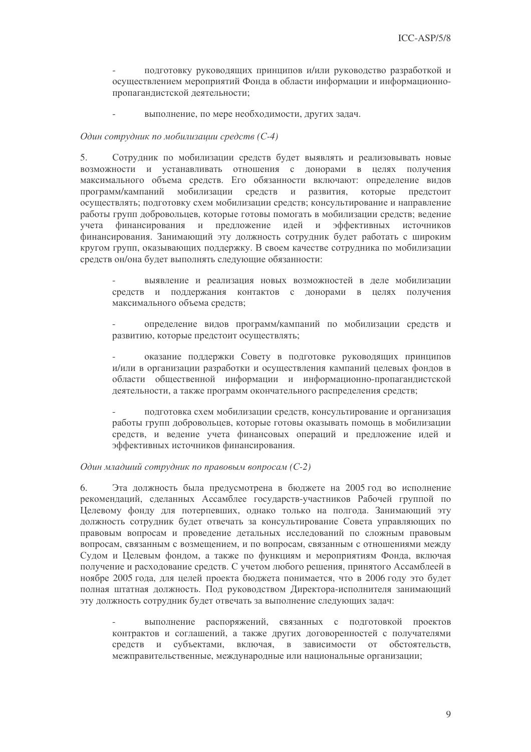- подготовку руководящих принципов и/или руководство разработкой и осуществлением мероприятий Фонда в области информации и информационно-пропагандистской деятельности;

- выполнение, по мере необходимости, других задач.

*Один сотрудник по мобилизации средств (С-4)*

5. Сотрудник по мобилизации средств будет выявлять и реализовывать новые возможности и устанавливать отношения с донорами в целях получения максимального объема средств. Его обязанности включают: определение видов программ/кампаний мобилизации средств и развития, которые предстоит осуществлять; подготовку схем мобилизации средств; консультирование и направление работы групп добровольцев, которые готовы помогать в мобилизации средств; ведение учета финансирования и предложение идей и эффективных источников финансирования. Занимающий эту должность сотрудник будет работать с широким кругом групп, оказывающих поддержку. В своем качестве сотрудника по мобилизации средств он/она будет выполнять следующие обязанности:

- выявление и реализация новых возможностей в деле мобилизации средств и поддержания контактов с донорами в целях получения максимального объема средств;

- определение видов программ/кампаний по мобилизации средств и развитию, которые предстоит осуществлять;

- оказание поддержки Совету в подготовке руководящих принципов и/или в организации разработки и осуществления кампаний целевых фондов в области общественной информации и информационно-пропагандистской деятельности, а также программ окончательного распределения средств;

- подготовка схем мобилизации средств, консультирование и организация работы групп добровольцев, которые готовы оказывать помощь в мобилизации средств, и ведение учета финансовых операций и предложение идей и эффективных источников финансирования.

*Один младший сотрудник по правовым вопросам (С-2)*

6. Эта должность была предусмотрена в бюджете на 2005 год во исполнение рекомендаций, сделанных Ассамблее государств-участников Рабочей группой по Целевому фонду для потерпевших, однако только на полгода. Занимающий эту должность сотрудник будет отвечать за консультирование Совета управляющих по правовым вопросам и проведение детальных исследований по сложным правовым вопросам, связанным с возмещением, и по вопросам, связанным с отношениями между Судом и Целевым фондом, а также по функциям и мероприятиям Фонда, включая получение и расходование средств. С учетом любого решения, принятого Ассамблеей в ноябре 2005 года, для целей проекта бюджета понимается, что в 2006 году это будет полная штатная должность. Под руководством Директора-исполнителя занимающий эту должность сотрудник будет отвечать за выполнение следующих задач:

- выполнение распоряжений, связанных с подготовкой проектов контрактов и соглашений, а также других договоренностей с получателями средств и субъектами, включая, в зависимости от обстоятельств, межправительственные, международные или национальные организации;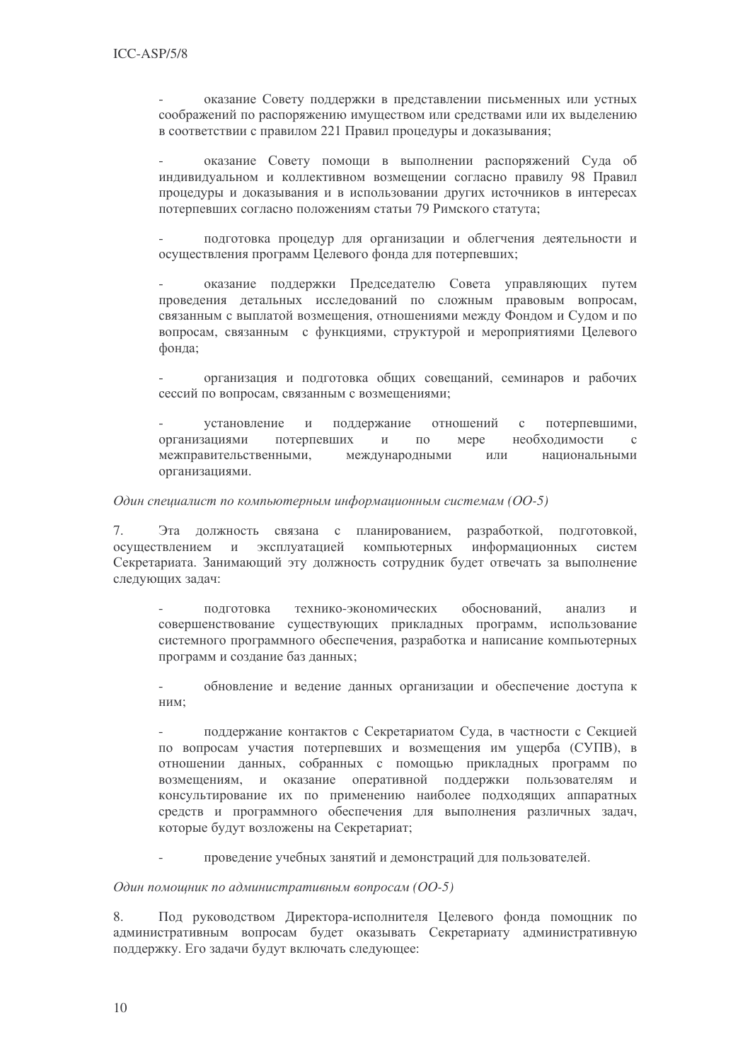- оказание Совету поддержки в представлении письменных или устных соображений по распоряжению имуществом или средствами или их выделению в соответствии с правилом 221 Правил процедуры и доказывания;

- оказание Совету помощи в выполнении распоряжений Суда об индивидуальном и коллективном возмещении согласно правилу 98 Правил процедуры и доказывания и в использовании других источников в интересах потерпевших согласно положениям статьи 79 Римского статута;

- подготовка процедур для организации и облегчения деятельности и осуществления программ Целевого фонда для потерпевших;

- оказание поддержки Председателю Совета управляющих путем проведения детальных исследований по сложным правовым вопросам, связанным с выплатой возмещения, отношениями между Фондом и Судом и по вопросам, связанным с функциями, структурой и мероприятиями Целевого фонда;

- организация и подготовка общих совещаний, семинаров и рабочих сессий по вопросам, связанным с возмещениями;

- установление и поддержание отношений с потерпевшими, организациями потерпевших и по мере необходимости с межправительственными, международными или национальными организациями.

*Один специалист по компьютерным информационным системам (ОО-5)*

7. Эта должность связана с планированием, разработкой, подготовкой, осуществлением и эксплуатацией компьютерных информационных систем Секретариата. Занимающий эту должность сотрудник будет отвечать за выполнение следующих задач:

- подготовка технико-экономических обоснований, анализ и совершенствование существующих прикладных программ, использование системного программного обеспечения, разработка и написание компьютерных программ и создание баз данных;

- обновление и ведение данных организации и обеспечение доступа к ним;

- поддержание контактов с Секретариатом Суда, в частности с Секцией по вопросам участия потерпевших и возмещения им ущерба (СУПВ), в отношении данных, собранных с помощью прикладных программ по возмещениям, и оказание оперативной поддержки пользователям и консультирование их по применению наиболее подходящих аппаратных средств и программного обеспечения для выполнения различных задач, которые будут возложены на Секретариат;

- проведение учебных занятий и демонстраций для пользователей.

*Один помощник по административным вопросам (ОО-5)*

8. Под руководством Директора-исполнителя Целевого фонда помощник по административным вопросам будет оказывать Секретариату административную поддержку. Его задачи будут включать следующее: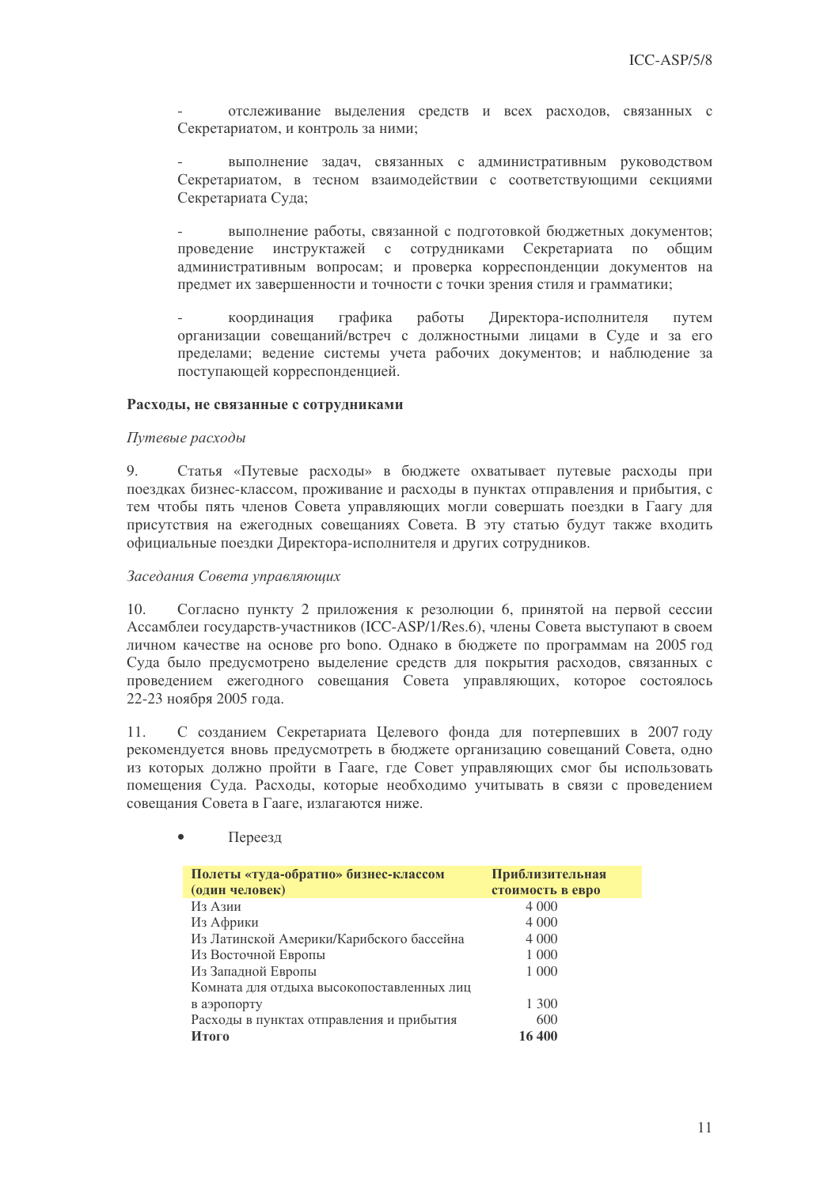- отслеживание выделения средств и всех расходов, связанных с Секретариатом, и контроль за ними;

- выполнение задач, связанных с административным руководством Секретариатом, в тесном взаимодействии с соответствующими секциями Секретариата Суда;

- выполнение работы, связанной с подготовкой бюджетных документов; проведение инструктажей с сотрудниками Секретариата по общим административным вопросам; и проверка корреспонденции документов на предмет их завершенности и точности с точки зрения стиля и грамматики;

- координация графика работы Директора-исполнителя путем организации совещаний/встреч с должностными лицами в Суде и за его пределами; ведение системы учета рабочих документов; и наблюдение за поступающей корреспонденцией.

**Расходы, не связанные с сотрудниками**

*Путевые расходы*

9. Статья «Путевые расходы» в бюджете охватывает путевые расходы при поездках бизнес-классом, проживание и расходы в пунктах отправления и прибытия, с тем чтобы пять членов Совета управляющих могли совершать поездки в Гаагу для присутствия на ежегодных совещаниях Совета. В эту статью будут также входить официальные поездки Директора-исполнителя и других сотрудников.

*Заседания Совета управляющих*

10. Согласно пункту 2 приложения к резолюции 6, принятой на первой сессии Ассамблеи государств-участников (ICC-ASP/1/Res.6), члены Совета выступают в своем личном качестве на основе pro bono. Однако в бюджете по программам на 2005 год Суда было предусмотрено выделение средств для покрытия расходов, связанных с проведением ежегодного совещания Совета управляющих, которое состоялось 22-23 ноября 2005 года.

11. С созданием Секретариата Целевого фонда для потерпевших в 2007 году рекомендуется вновь предусмотреть в бюджете организацию совещаний Совета, одно из которых должно пройти в Гааге, где Совет управляющих смог бы использовать помещения Суда. Расходы, которые необходимо учитывать в связи с проведением совещания Совета в Гааге, излагаются ниже.

- Переезд

| **Полеты «туда-обратно» бизнес-классом (один человек)** | **Приблизительная стоимость в евро** |
|---|---|
| Из Азии | 4 000 |
| Из Африки | 4 000 |
| Из Латинской Америки/Карибского бассейна | 4 000 |
| Из Восточной Европы | 1 000 |
| Из Западной Европы | 1 000 |
| Комната для отдыха высокопоставленных лиц в аэропорту | 1 300 |
| Расходы в пунктах отправления и прибытия | 600 |
| **Итого** | **16 400** |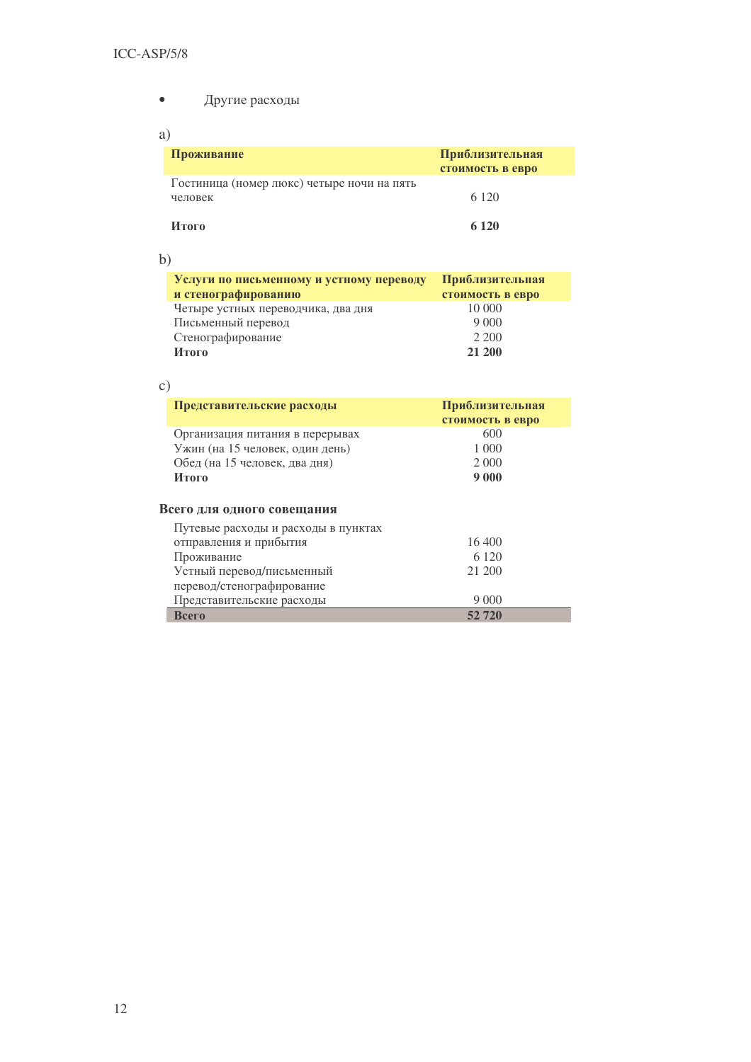- Другие расходы

a)

| **Проживание** | **Приблизительная стоимость в евро** |
| --- | --- |
| Гостиница (номер люкс) четыре ночи на пять человек | 6 120 |
| **Итого** | **6 120** |

b)

| **Услуги по письменному и устному переводу и стенографированию** | **Приблизительная стоимость в евро** |
| --- | --- |
| Четыре устных переводчика, два дня | 10 000 |
| Письменный перевод | 9 000 |
| Стенографирование | 2 200 |
| **Итого** | **21 200** |

c)

| **Представительские расходы** | **Приблизительная стоимость в евро** |
| --- | --- |
| Организация питания в перерывах | 600 |
| Ужин (на 15 человек, один день) | 1 000 |
| Обед (на 15 человек, два дня) | 2 000 |
| **Итого** | **9 000** |

**Всего для одного совещания**

| | |
| --- | --- |
| Путевые расходы и расходы в пунктах отправления и прибытия | 16 400 |
| Проживание | 6 120 |
| Устный перевод/письменный перевод/стенографирование | 21 200 |
| Представительские расходы | 9 000 |
| **Всего** | **52 720** |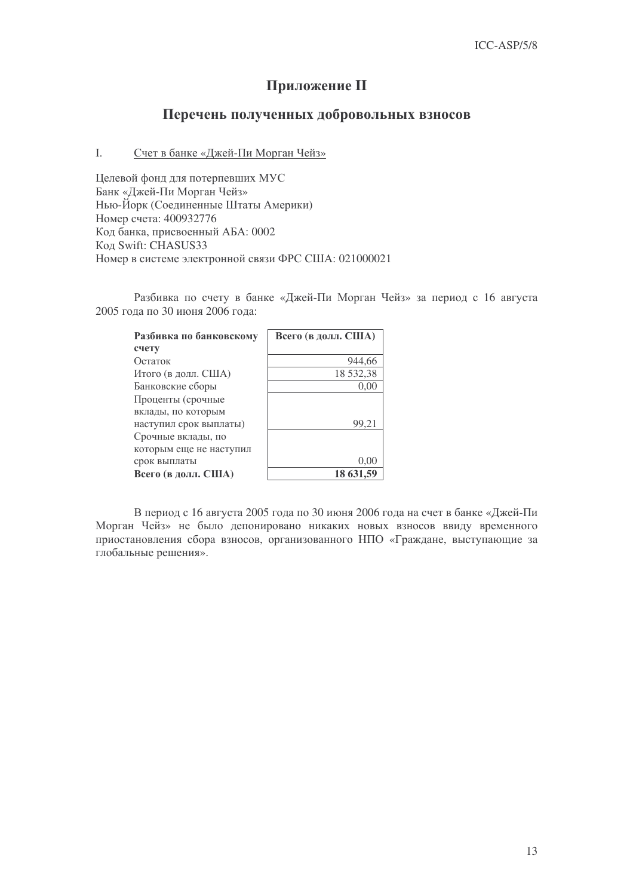# Приложение II

## Перечень полученных добровольных взносов

I. Счет в банке «Джей-Пи Морган Чейз»

Целевой фонд для потерпевших МУС
Банк «Джей-Пи Морган Чейз»
Нью-Йорк (Соединенные Штаты Америки)
Номер счета: 400932776
Код банка, присвоенный АБА: 0002
Код Swift: CHASUS33
Номер в системе электронной связи ФРС США: 021000021

Разбивка по счету в банке «Джей-Пи Морган Чейз» за период с 16 августа 2005 года по 30 июня 2006 года:

| **Разбивка по банковскому счету** | **Всего (в долл. США)** |
|---|---|
| Остаток | 944,66 |
| Итого (в долл. США) | 18 532,38 |
| Банковские сборы | 0,00 |
| Проценты (срочные вклады, по которым наступил срок выплаты) | 99,21 |
| Срочные вклады, по которым еще не наступил срок выплаты | 0,00 |
| **Всего (в долл. США)** | **18 631,59** |

В период с 16 августа 2005 года по 30 июня 2006 года на счет в банке «Джей-Пи Морган Чейз» не было депонировано никаких новых взносов ввиду временного приостановления сбора взносов, организованного НПО «Граждане, выступающие за глобальные решения».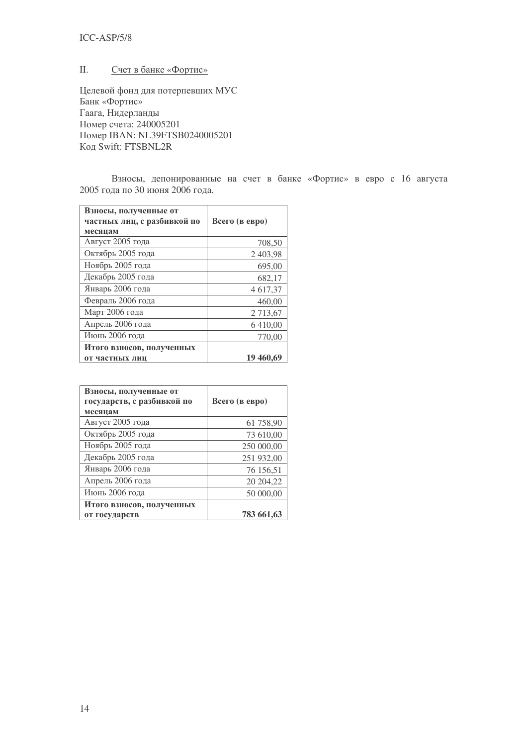## II. Счет в банке «Фортис»

Целевой фонд для потерпевших МУС
Банк «Фортис»
Гаага, Нидерланды
Номер счета: 240005201
Номер IBAN: NL39FTSB0240005201
Код Swift: FTSBNL2R

Взносы, депонированные на счет в банке «Фортис» в евро с 16 августа 2005 года по 30 июня 2006 года.

| **Взносы, полученные от частных лиц, с разбивкой по месяцам** | **Всего (в евро)** |
|---|---:|
| Август 2005 года | 708,50 |
| Октябрь 2005 года | 2 403,98 |
| Ноябрь 2005 года | 695,00 |
| Декабрь 2005 года | 682,17 |
| Январь 2006 года | 4 617,37 |
| Февраль 2006 года | 460,00 |
| Март 2006 года | 2 713,67 |
| Апрель 2006 года | 6 410,00 |
| Июнь 2006 года | 770,00 |
| **Итого взносов, полученных от частных лиц** | **19 460,69** |

| **Взносы, полученные от государств, с разбивкой по месяцам** | **Всего (в евро)** |
|---|---:|
| Август 2005 года | 61 758,90 |
| Октябрь 2005 года | 73 610,00 |
| Ноябрь 2005 года | 250 000,00 |
| Декабрь 2005 года | 251 932,00 |
| Январь 2006 года | 76 156,51 |
| Апрель 2006 года | 20 204,22 |
| Июнь 2006 года | 50 000,00 |
| **Итого взносов, полученных от государств** | **783 661,63** |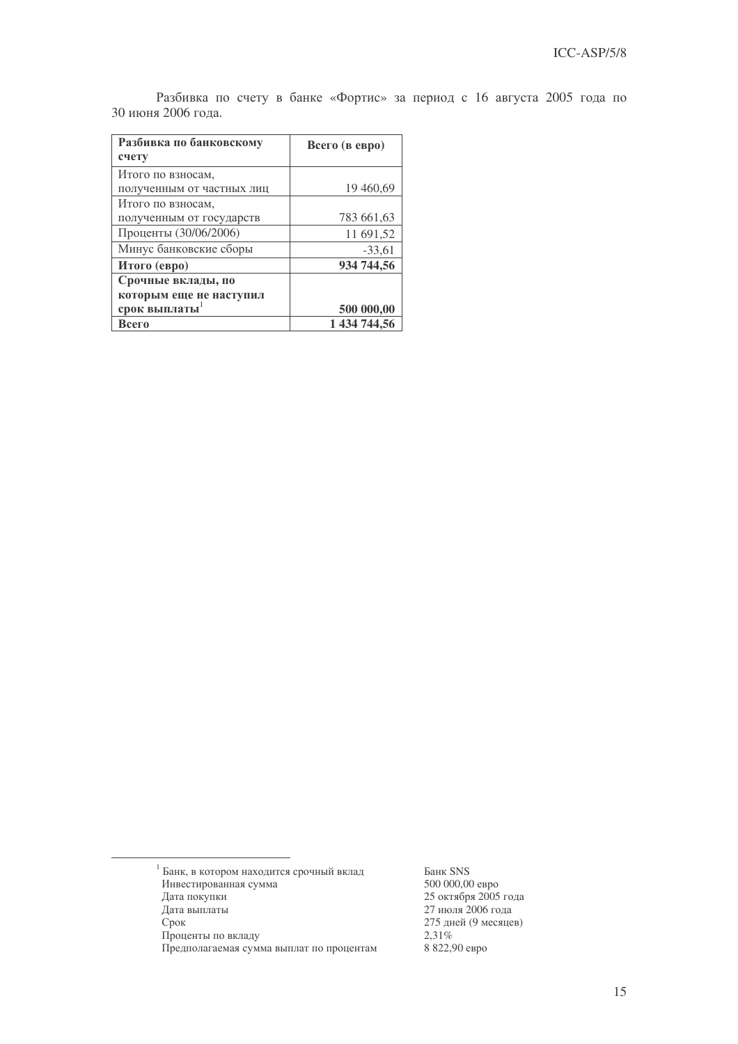Разбивка по счету в банке «Фортис» за период с 16 августа 2005 года по 30 июня 2006 года.

| Разбивка по банковскому счету | Всего (в евро) |
|---|---|
| Итого по взносам, полученным от частных лиц | 19 460,69 |
| Итого по взносам, полученным от государств | 783 661,63 |
| Проценты (30/06/2006) | 11 691,52 |
| Минус банковские сборы | -33,61 |
| **Итого (евро)** | **934 744,56** |
| **Срочные вклады, по которым еще не наступил срок выплаты**[1] | **500 000,00** |
| **Всего** | **1 434 744,56** |

---

[1] Банк, в котором находится срочный вклад — Банк SNS
Инвестированная сумма — 500 000,00 евро
Дата покупки — 25 октября 2005 года
Дата выплаты — 27 июля 2006 года
Срок — 275 дней (9 месяцев)
Проценты по вкладу — 2,31%
Предполагаемая сумма выплат по процентам — 8 822,90 евро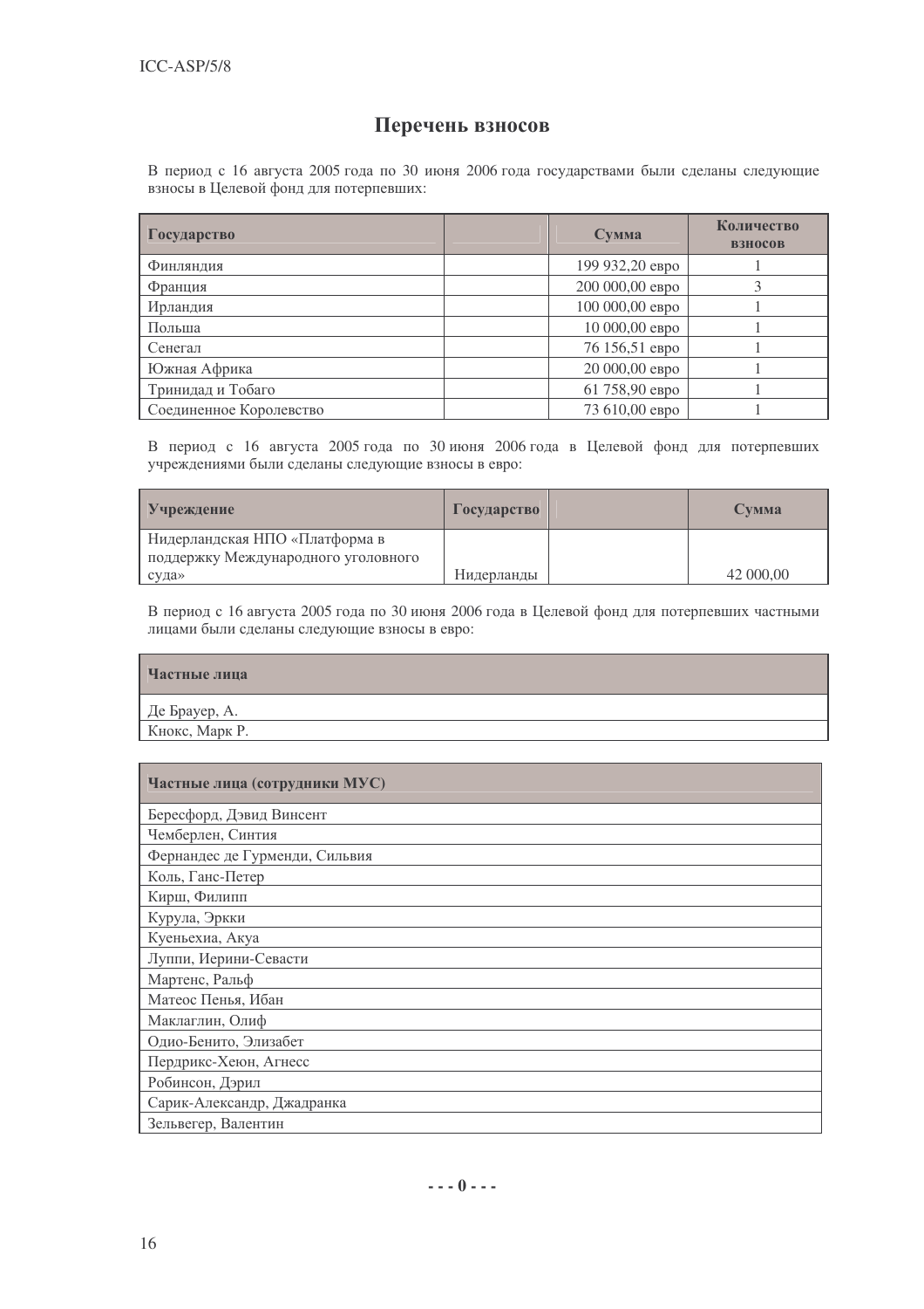## Перечень взносов

В период с 16 августа 2005 года по 30 июня 2006 года государствами были сделаны следующие взносы в Целевой фонд для потерпевших:

| Государство | | Сумма | Количество взносов |
|---|---|---|---|
| Финляндия | | 199 932,20 евро | 1 |
| Франция | | 200 000,00 евро | 3 |
| Ирландия | | 100 000,00 евро | 1 |
| Польша | | 10 000,00 евро | 1 |
| Сенегал | | 76 156,51 евро | 1 |
| Южная Африка | | 20 000,00 евро | 1 |
| Тринидад и Тобаго | | 61 758,90 евро | 1 |
| Соединенное Королевство | | 73 610,00 евро | 1 |

В период с 16 августа 2005 года по 30 июня 2006 года в Целевой фонд для потерпевших учреждениями были сделаны следующие взносы в евро:

| Учреждение | Государство | | Сумма |
|---|---|---|---|
| Нидерландская НПО «Платформа в поддержку Международного уголовного суда» | Нидерланды | | 42 000,00 |

В период с 16 августа 2005 года по 30 июня 2006 года в Целевой фонд для потерпевших частными лицами были сделаны следующие взносы в евро:

| Частные лица |
|---|
| Де Брауер, А. |
| Кнокс, Марк Р. |

| Частные лица (сотрудники МУС) |
|---|
| Бересфорд, Дэвид Винсент |
| Чемберлен, Синтия |
| Фернандес де Гурменди, Сильвия |
| Коль, Ганс-Петер |
| Кирш, Филипп |
| Курула, Эркки |
| Куеньехиа, Акуа |
| Луппи, Иерини-Севасти |
| Мартенс, Ральф |
| Матеос Пенья, Ибан |
| Маклаглин, Олиф |
| Одио-Бенито, Элизабет |
| Пердрикс-Хеюн, Агнесс |
| Робинсон, Дэрил |
| Сарик-Александр, Джадранка |
| Зельвегер, Валентин |

- - - 0 - - -